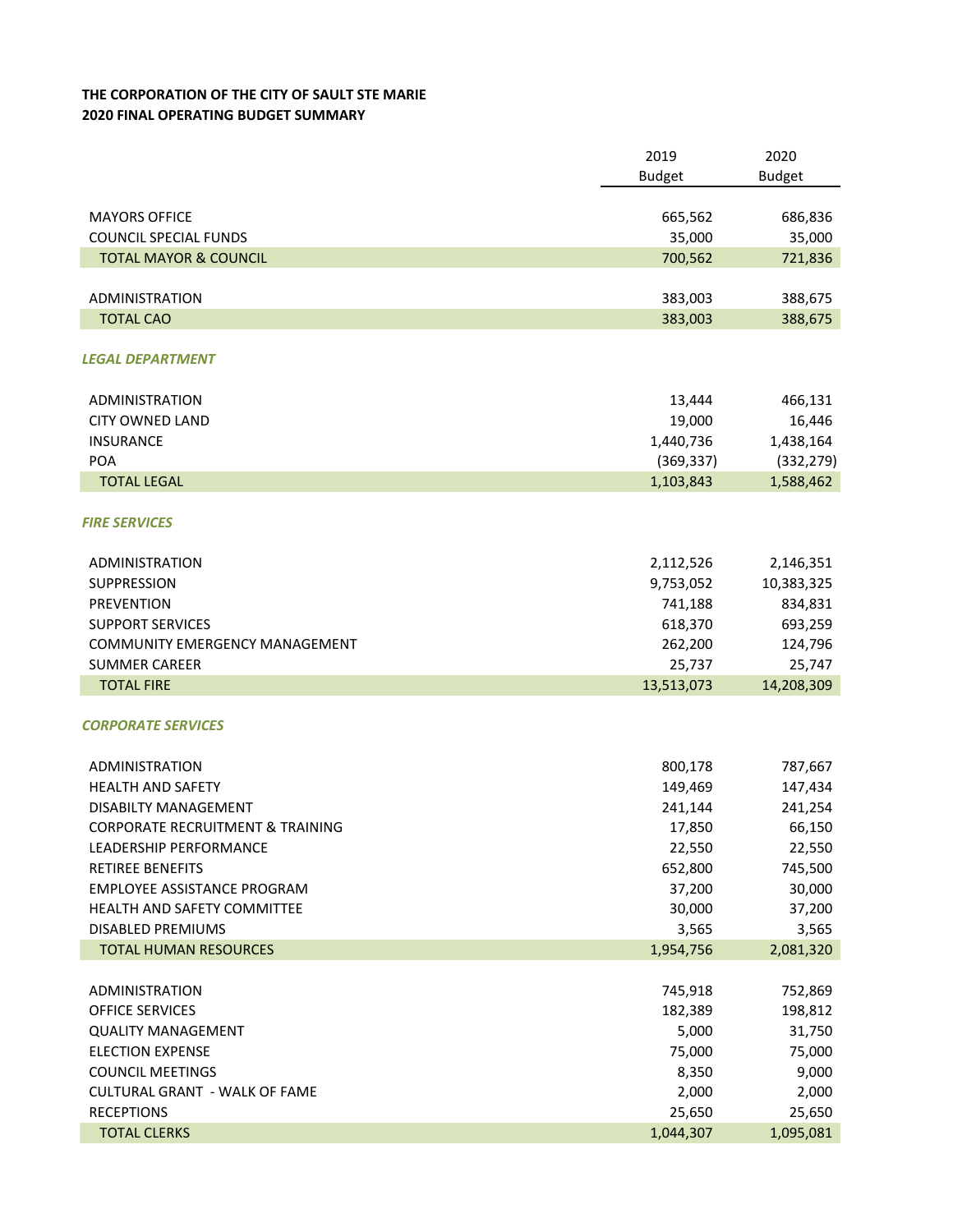**THE CORPORATION OF THE CITY OF SAULT STE MARIE**
**2020 FINAL OPERATING BUDGET SUMMARY**

| | 2019 Budget | 2020 Budget |
|---|---|---|
| MAYORS OFFICE | 665,562 | 686,836 |
| COUNCIL SPECIAL FUNDS | 35,000 | 35,000 |
| TOTAL MAYOR & COUNCIL | 700,562 | 721,836 |
| | | |
| ADMINISTRATION | 383,003 | 388,675 |
| TOTAL CAO | 383,003 | 388,675 |
| | | |
| ***LEGAL DEPARTMENT*** | | |
| ADMINISTRATION | 13,444 | 466,131 |
| CITY OWNED LAND | 19,000 | 16,446 |
| INSURANCE | 1,440,736 | 1,438,164 |
| POA | (369,337) | (332,279) |
| TOTAL LEGAL | 1,103,843 | 1,588,462 |
| | | |
| ***FIRE SERVICES*** | | |
| ADMINISTRATION | 2,112,526 | 2,146,351 |
| SUPPRESSION | 9,753,052 | 10,383,325 |
| PREVENTION | 741,188 | 834,831 |
| SUPPORT SERVICES | 618,370 | 693,259 |
| COMMUNITY EMERGENCY MANAGEMENT | 262,200 | 124,796 |
| SUMMER CAREER | 25,737 | 25,747 |
| TOTAL FIRE | 13,513,073 | 14,208,309 |
| | | |
| ***CORPORATE SERVICES*** | | |
| ADMINISTRATION | 800,178 | 787,667 |
| HEALTH AND SAFETY | 149,469 | 147,434 |
| DISABILTY MANAGEMENT | 241,144 | 241,254 |
| CORPORATE RECRUITMENT & TRAINING | 17,850 | 66,150 |
| LEADERSHIP PERFORMANCE | 22,550 | 22,550 |
| RETIREE BENEFITS | 652,800 | 745,500 |
| EMPLOYEE ASSISTANCE PROGRAM | 37,200 | 30,000 |
| HEALTH AND SAFETY COMMITTEE | 30,000 | 37,200 |
| DISABLED PREMIUMS | 3,565 | 3,565 |
| TOTAL HUMAN RESOURCES | 1,954,756 | 2,081,320 |
| | | |
| ADMINISTRATION | 745,918 | 752,869 |
| OFFICE SERVICES | 182,389 | 198,812 |
| QUALITY MANAGEMENT | 5,000 | 31,750 |
| ELECTION EXPENSE | 75,000 | 75,000 |
| COUNCIL MEETINGS | 8,350 | 9,000 |
| CULTURAL GRANT - WALK OF FAME | 2,000 | 2,000 |
| RECEPTIONS | 25,650 | 25,650 |
| TOTAL CLERKS | 1,044,307 | 1,095,081 |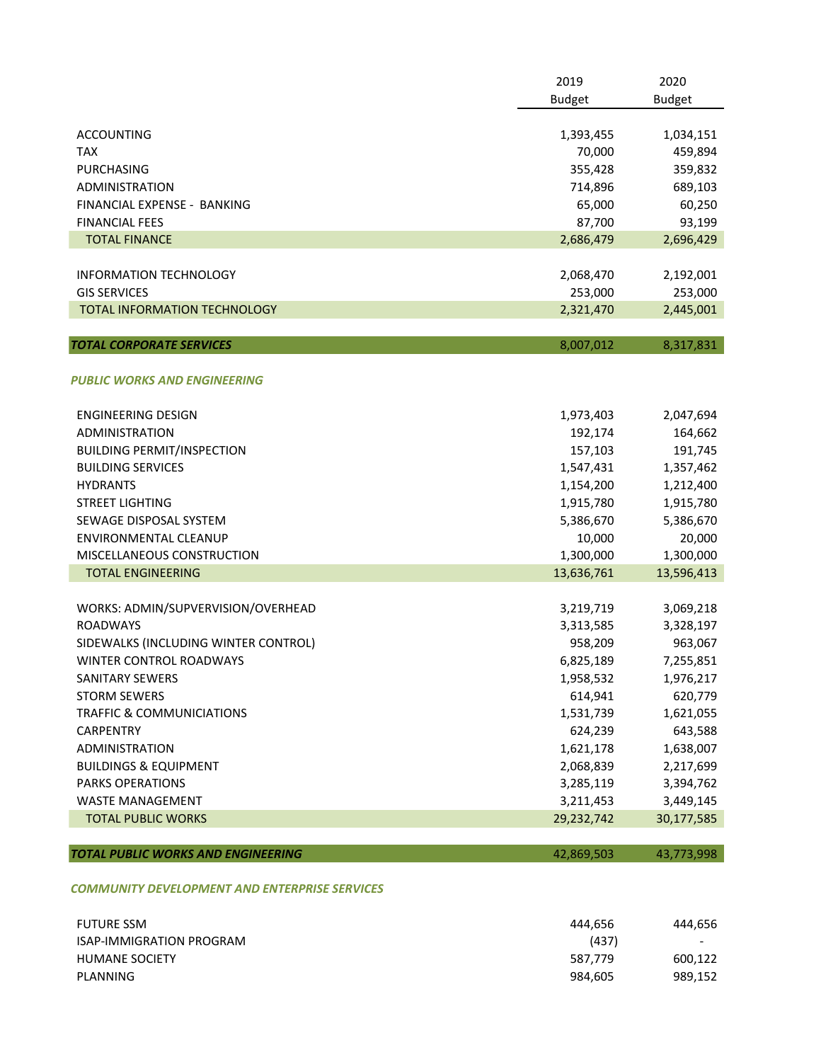| | 2019 Budget | 2020 Budget |
|---|---|---|
| ACCOUNTING | 1,393,455 | 1,034,151 |
| TAX | 70,000 | 459,894 |
| PURCHASING | 355,428 | 359,832 |
| ADMINISTRATION | 714,896 | 689,103 |
| FINANCIAL EXPENSE - BANKING | 65,000 | 60,250 |
| FINANCIAL FEES | 87,700 | 93,199 |
| TOTAL FINANCE | 2,686,479 | 2,696,429 |
| | | |
| INFORMATION TECHNOLOGY | 2,068,470 | 2,192,001 |
| GIS SERVICES | 253,000 | 253,000 |
| TOTAL INFORMATION TECHNOLOGY | 2,321,470 | 2,445,001 |
| | | |
| ***TOTAL CORPORATE SERVICES*** | 8,007,012 | 8,317,831 |
| | | |
| ***PUBLIC WORKS AND ENGINEERING*** | | |
| | | |
| ENGINEERING DESIGN | 1,973,403 | 2,047,694 |
| ADMINISTRATION | 192,174 | 164,662 |
| BUILDING PERMIT/INSPECTION | 157,103 | 191,745 |
| BUILDING SERVICES | 1,547,431 | 1,357,462 |
| HYDRANTS | 1,154,200 | 1,212,400 |
| STREET LIGHTING | 1,915,780 | 1,915,780 |
| SEWAGE DISPOSAL SYSTEM | 5,386,670 | 5,386,670 |
| ENVIRONMENTAL CLEANUP | 10,000 | 20,000 |
| MISCELLANEOUS CONSTRUCTION | 1,300,000 | 1,300,000 |
| TOTAL ENGINEERING | 13,636,761 | 13,596,413 |
| | | |
| WORKS: ADMIN/SUPVERVISION/OVERHEAD | 3,219,719 | 3,069,218 |
| ROADWAYS | 3,313,585 | 3,328,197 |
| SIDEWALKS (INCLUDING WINTER CONTROL) | 958,209 | 963,067 |
| WINTER CONTROL ROADWAYS | 6,825,189 | 7,255,851 |
| SANITARY SEWERS | 1,958,532 | 1,976,217 |
| STORM SEWERS | 614,941 | 620,779 |
| TRAFFIC & COMMUNICIATIONS | 1,531,739 | 1,621,055 |
| CARPENTRY | 624,239 | 643,588 |
| ADMINISTRATION | 1,621,178 | 1,638,007 |
| BUILDINGS & EQUIPMENT | 2,068,839 | 2,217,699 |
| PARKS OPERATIONS | 3,285,119 | 3,394,762 |
| WASTE MANAGEMENT | 3,211,453 | 3,449,145 |
| TOTAL PUBLIC WORKS | 29,232,742 | 30,177,585 |
| | | |
| ***TOTAL PUBLIC WORKS AND ENGINEERING*** | 42,869,503 | 43,773,998 |
| | | |
| ***COMMUNITY DEVELOPMENT AND ENTERPRISE SERVICES*** | | |
| | | |
| FUTURE SSM | 444,656 | 444,656 |
| ISAP-IMMIGRATION PROGRAM | (437) | - |
| HUMANE SOCIETY | 587,779 | 600,122 |
| PLANNING | 984,605 | 989,152 |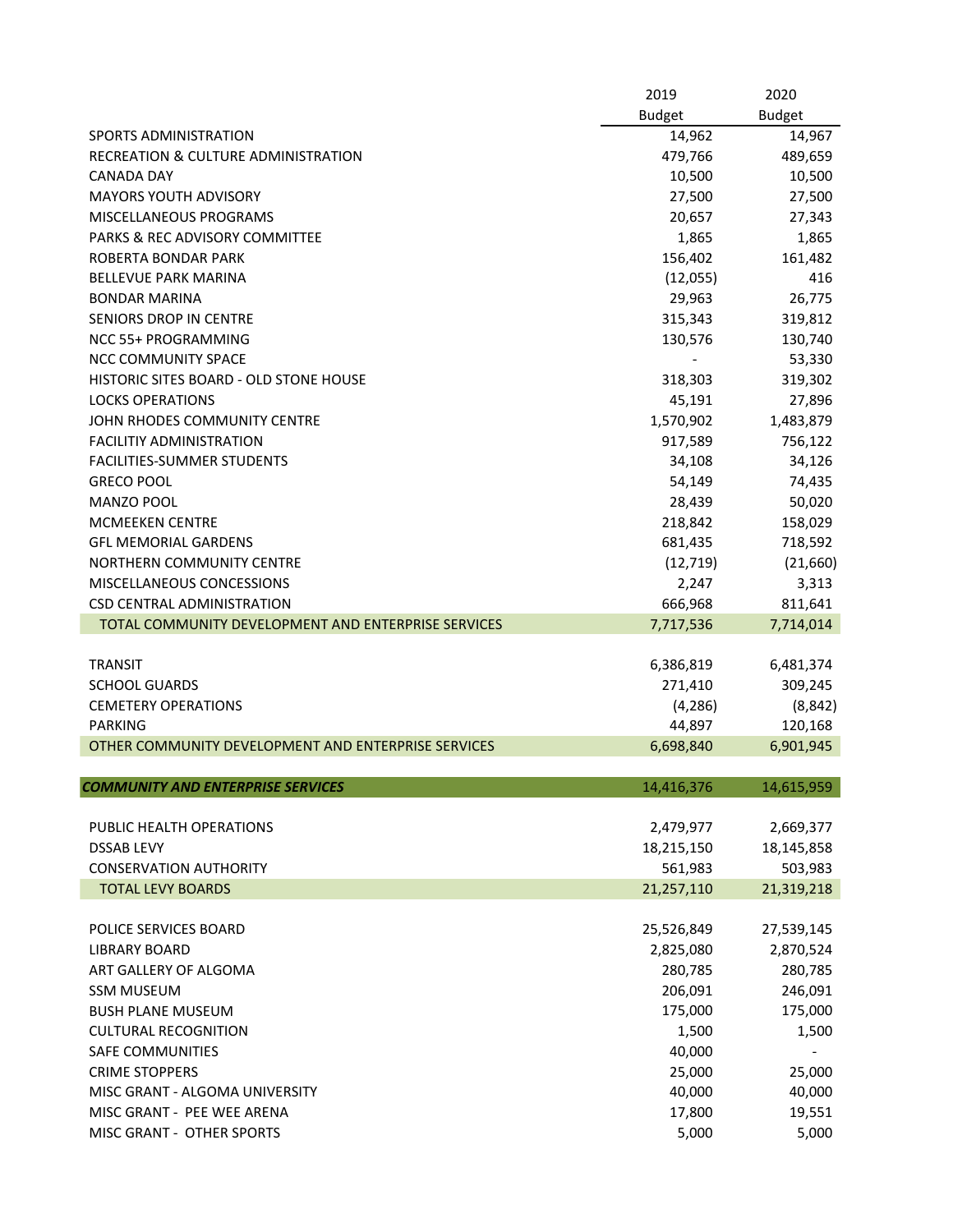| | 2019 Budget | 2020 Budget |
|---|---|---|
| SPORTS ADMINISTRATION | 14,962 | 14,967 |
| RECREATION & CULTURE ADMINISTRATION | 479,766 | 489,659 |
| CANADA DAY | 10,500 | 10,500 |
| MAYORS YOUTH ADVISORY | 27,500 | 27,500 |
| MISCELLANEOUS PROGRAMS | 20,657 | 27,343 |
| PARKS & REC ADVISORY COMMITTEE | 1,865 | 1,865 |
| ROBERTA BONDAR PARK | 156,402 | 161,482 |
| BELLEVUE PARK MARINA | (12,055) | 416 |
| BONDAR MARINA | 29,963 | 26,775 |
| SENIORS DROP IN CENTRE | 315,343 | 319,812 |
| NCC 55+ PROGRAMMING | 130,576 | 130,740 |
| NCC COMMUNITY SPACE | - | 53,330 |
| HISTORIC SITES BOARD - OLD STONE HOUSE | 318,303 | 319,302 |
| LOCKS OPERATIONS | 45,191 | 27,896 |
| JOHN RHODES COMMUNITY CENTRE | 1,570,902 | 1,483,879 |
| FACILITIY ADMINISTRATION | 917,589 | 756,122 |
| FACILITIES-SUMMER STUDENTS | 34,108 | 34,126 |
| GRECO POOL | 54,149 | 74,435 |
| MANZO POOL | 28,439 | 50,020 |
| MCMEEKEN CENTRE | 218,842 | 158,029 |
| GFL MEMORIAL GARDENS | 681,435 | 718,592 |
| NORTHERN COMMUNITY CENTRE | (12,719) | (21,660) |
| MISCELLANEOUS CONCESSIONS | 2,247 | 3,313 |
| CSD CENTRAL ADMINISTRATION | 666,968 | 811,641 |
| TOTAL COMMUNITY DEVELOPMENT AND ENTERPRISE SERVICES | 7,717,536 | 7,714,014 |
| | | |
| TRANSIT | 6,386,819 | 6,481,374 |
| SCHOOL GUARDS | 271,410 | 309,245 |
| CEMETERY OPERATIONS | (4,286) | (8,842) |
| PARKING | 44,897 | 120,168 |
| OTHER COMMUNITY DEVELOPMENT AND ENTERPRISE SERVICES | 6,698,840 | 6,901,945 |
| | | |
| ***COMMUNITY AND ENTERPRISE SERVICES*** | 14,416,376 | 14,615,959 |
| | | |
| PUBLIC HEALTH OPERATIONS | 2,479,977 | 2,669,377 |
| DSSAB LEVY | 18,215,150 | 18,145,858 |
| CONSERVATION AUTHORITY | 561,983 | 503,983 |
| TOTAL LEVY BOARDS | 21,257,110 | 21,319,218 |
| | | |
| POLICE SERVICES BOARD | 25,526,849 | 27,539,145 |
| LIBRARY BOARD | 2,825,080 | 2,870,524 |
| ART GALLERY OF ALGOMA | 280,785 | 280,785 |
| SSM MUSEUM | 206,091 | 246,091 |
| BUSH PLANE MUSEUM | 175,000 | 175,000 |
| CULTURAL RECOGNITION | 1,500 | 1,500 |
| SAFE COMMUNITIES | 40,000 | - |
| CRIME STOPPERS | 25,000 | 25,000 |
| MISC GRANT - ALGOMA UNIVERSITY | 40,000 | 40,000 |
| MISC GRANT - PEE WEE ARENA | 17,800 | 19,551 |
| MISC GRANT - OTHER SPORTS | 5,000 | 5,000 |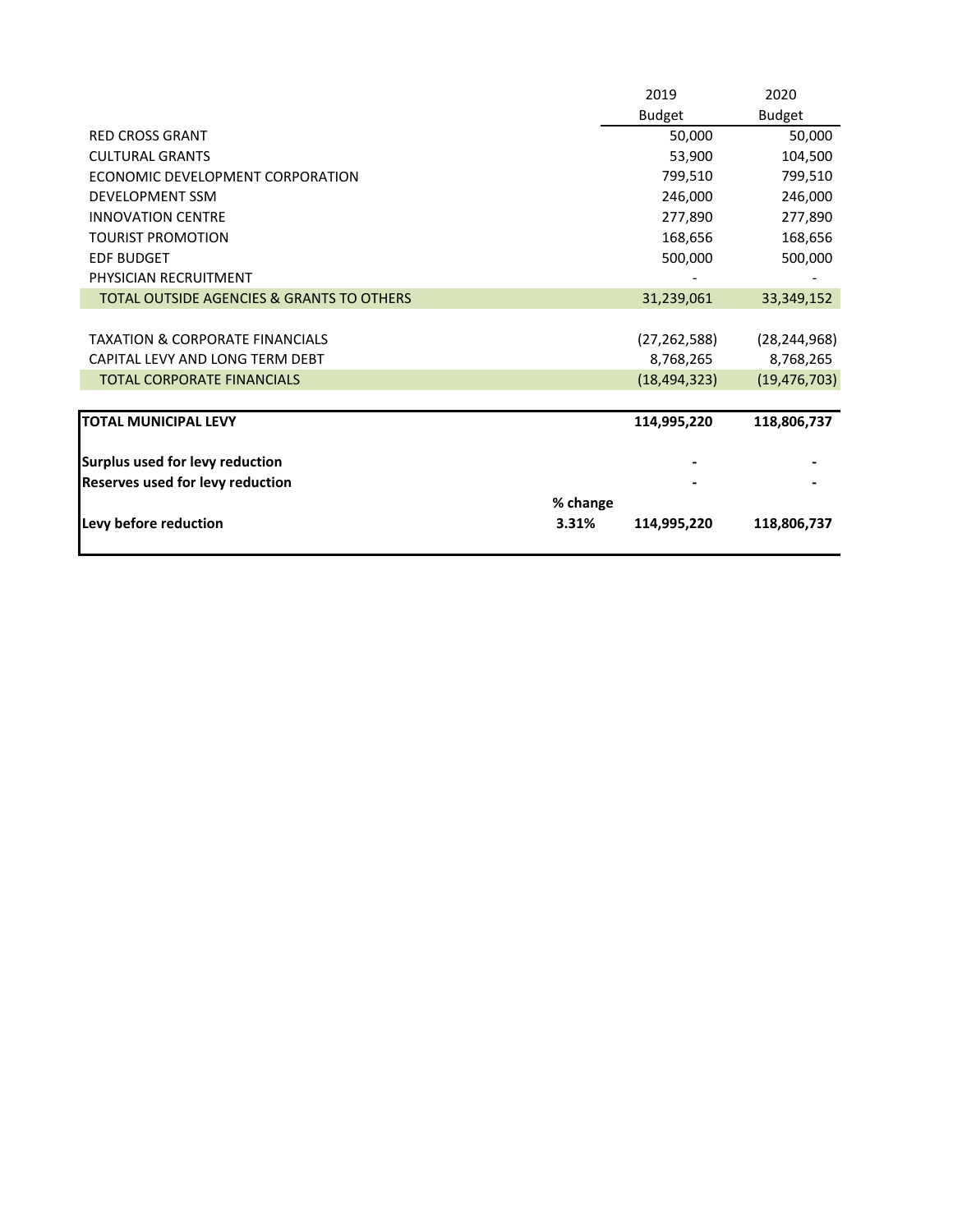| | | 2019 Budget | 2020 Budget |
|---|---|---|---|
| RED CROSS GRANT | | 50,000 | 50,000 |
| CULTURAL GRANTS | | 53,900 | 104,500 |
| ECONOMIC DEVELOPMENT CORPORATION | | 799,510 | 799,510 |
| DEVELOPMENT SSM | | 246,000 | 246,000 |
| INNOVATION CENTRE | | 277,890 | 277,890 |
| TOURIST PROMOTION | | 168,656 | 168,656 |
| EDF BUDGET | | 500,000 | 500,000 |
| PHYSICIAN RECRUITMENT | | - | - |
| TOTAL OUTSIDE AGENCIES & GRANTS TO OTHERS | | 31,239,061 | 33,349,152 |
| | | | |
| TAXATION & CORPORATE FINANCIALS | | (27,262,588) | (28,244,968) |
| CAPITAL LEVY AND LONG TERM DEBT | | 8,768,265 | 8,768,265 |
| TOTAL CORPORATE FINANCIALS | | (18,494,323) | (19,476,703) |
| | | | |
| **TOTAL MUNICIPAL LEVY** | | **114,995,220** | **118,806,737** |
| | | | |
| **Surplus used for levy reduction** | | **-** | **-** |
| **Reserves used for levy reduction** | | **-** | **-** |
| | **% change** | | |
| **Levy before reduction** | **3.31%** | **114,995,220** | **118,806,737** |